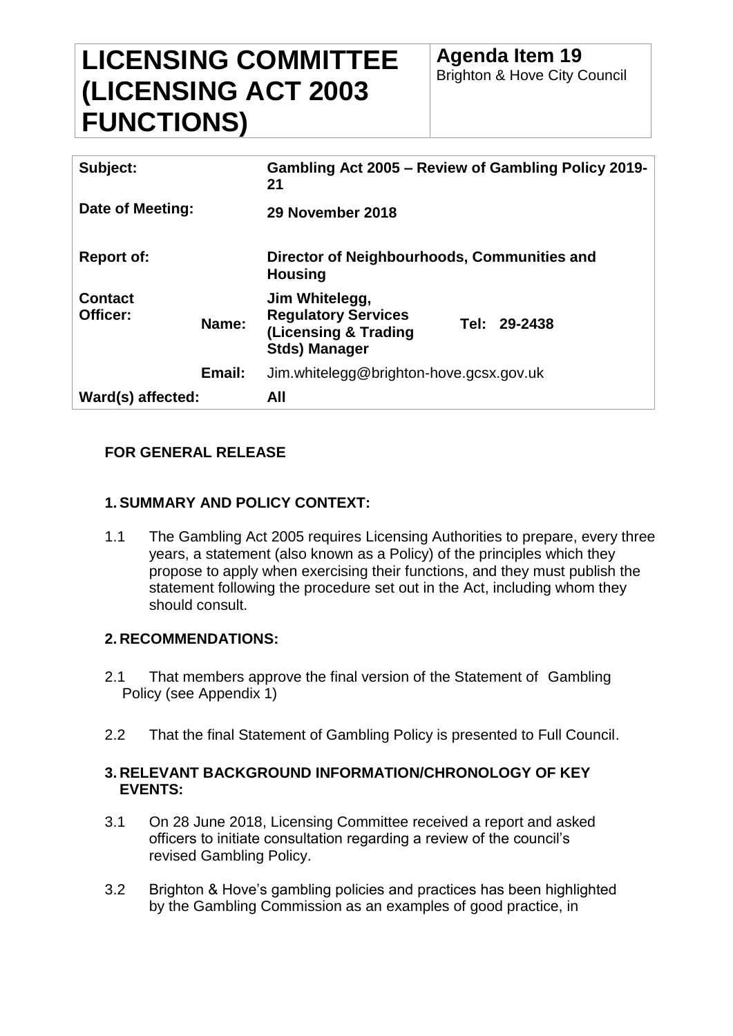# LICENSING COMMITTEE (LICENSING ACT 2003 FUNCTIONS)

**Agenda Item 19**
Brighton & Hove City Council

| | | | |
|---|---|---|---|
| **Subject:** | | **Gambling Act 2005 – Review of Gambling Policy 2019-21** | |
| **Date of Meeting:** | | **29 November 2018** | |
| **Report of:** | | **Director of Neighbourhoods, Communities and Housing** | |
| **Contact Officer:** | **Name:** | **Jim Whitelegg, Regulatory Services (Licensing & Trading Stds) Manager** | **Tel: 29-2438** |
| | **Email:** | Jim.whitelegg@brighton-hove.gcsx.gov.uk | |
| **Ward(s) affected:** | | **All** | |

**FOR GENERAL RELEASE**

## 1. SUMMARY AND POLICY CONTEXT:

1.1 The Gambling Act 2005 requires Licensing Authorities to prepare, every three years, a statement (also known as a Policy) of the principles which they propose to apply when exercising their functions, and they must publish the statement following the procedure set out in the Act, including whom they should consult.

## 2. RECOMMENDATIONS:

2.1 That members approve the final version of the Statement of Gambling Policy (see Appendix 1)

2.2 That the final Statement of Gambling Policy is presented to Full Council.

## 3. RELEVANT BACKGROUND INFORMATION/CHRONOLOGY OF KEY EVENTS:

3.1 On 28 June 2018, Licensing Committee received a report and asked officers to initiate consultation regarding a review of the council's revised Gambling Policy.

3.2 Brighton & Hove's gambling policies and practices has been highlighted by the Gambling Commission as an examples of good practice, in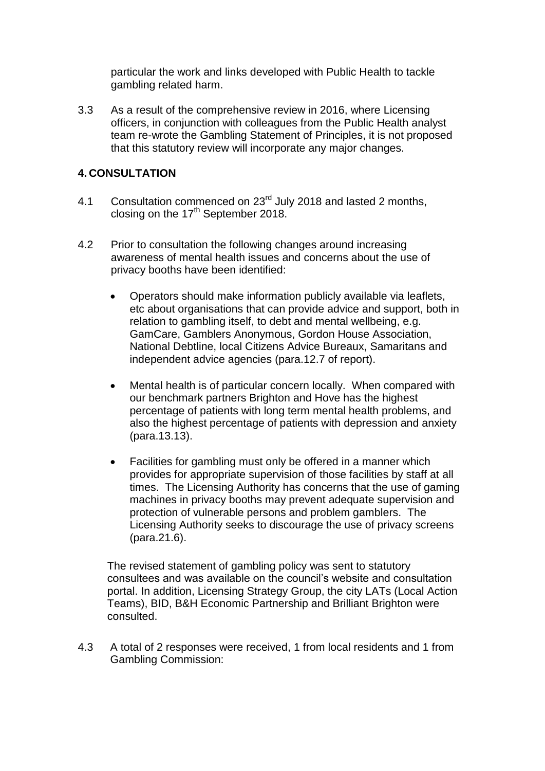particular the work and links developed with Public Health to tackle gambling related harm.

3.3 As a result of the comprehensive review in 2016, where Licensing officers, in conjunction with colleagues from the Public Health analyst team re-wrote the Gambling Statement of Principles, it is not proposed that this statutory review will incorporate any major changes.

## 4. CONSULTATION

4.1 Consultation commenced on 23rd July 2018 and lasted 2 months, closing on the 17th September 2018.

4.2 Prior to consultation the following changes around increasing awareness of mental health issues and concerns about the use of privacy booths have been identified:

- Operators should make information publicly available via leaflets, etc about organisations that can provide advice and support, both in relation to gambling itself, to debt and mental wellbeing, e.g. GamCare, Gamblers Anonymous, Gordon House Association, National Debtline, local Citizens Advice Bureaux, Samaritans and independent advice agencies (para.12.7 of report).

- Mental health is of particular concern locally. When compared with our benchmark partners Brighton and Hove has the highest percentage of patients with long term mental health problems, and also the highest percentage of patients with depression and anxiety (para.13.13).

- Facilities for gambling must only be offered in a manner which provides for appropriate supervision of those facilities by staff at all times. The Licensing Authority has concerns that the use of gaming machines in privacy booths may prevent adequate supervision and protection of vulnerable persons and problem gamblers. The Licensing Authority seeks to discourage the use of privacy screens (para.21.6).

The revised statement of gambling policy was sent to statutory consultees and was available on the council's website and consultation portal. In addition, Licensing Strategy Group, the city LATs (Local Action Teams), BID, B&H Economic Partnership and Brilliant Brighton were consulted.

4.3 A total of 2 responses were received, 1 from local residents and 1 from Gambling Commission: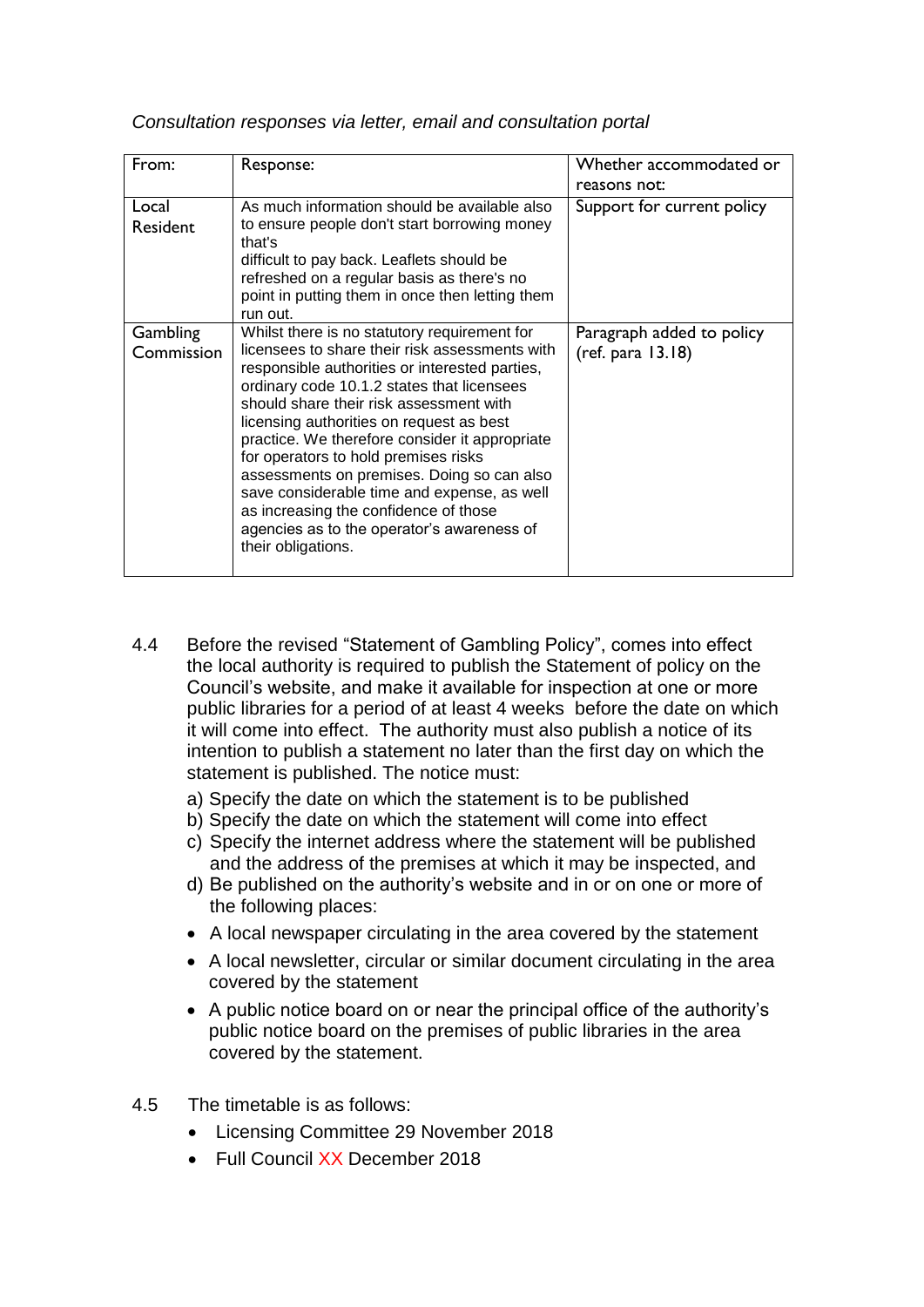*Consultation responses via letter, email and consultation portal*

| From: | Response: | Whether accommodated or reasons not: |
| --- | --- | --- |
| Local Resident | As much information should be available also to ensure people don't start borrowing money that's difficult to pay back. Leaflets should be refreshed on a regular basis as there's no point in putting them in once then letting them run out. | Support for current policy |
| Gambling Commission | Whilst there is no statutory requirement for licensees to share their risk assessments with responsible authorities or interested parties, ordinary code 10.1.2 states that licensees should share their risk assessment with licensing authorities on request as best practice. We therefore consider it appropriate for operators to hold premises risks assessments on premises. Doing so can also save considerable time and expense, as well as increasing the confidence of those agencies as to the operator's awareness of their obligations. | Paragraph added to policy (ref. para 13.18) |

4.4 Before the revised "Statement of Gambling Policy", comes into effect the local authority is required to publish the Statement of policy on the Council's website, and make it available for inspection at one or more public libraries for a period of at least 4 weeks before the date on which it will come into effect. The authority must also publish a notice of its intention to publish a statement no later than the first day on which the statement is published. The notice must:

a) Specify the date on which the statement is to be published
b) Specify the date on which the statement will come into effect
c) Specify the internet address where the statement will be published and the address of the premises at which it may be inspected, and
d) Be published on the authority's website and in or on one or more of the following places:

- A local newspaper circulating in the area covered by the statement
- A local newsletter, circular or similar document circulating in the area covered by the statement
- A public notice board on or near the principal office of the authority's public notice board on the premises of public libraries in the area covered by the statement.

4.5 The timetable is as follows:

- Licensing Committee 29 November 2018
- Full Council XX December 2018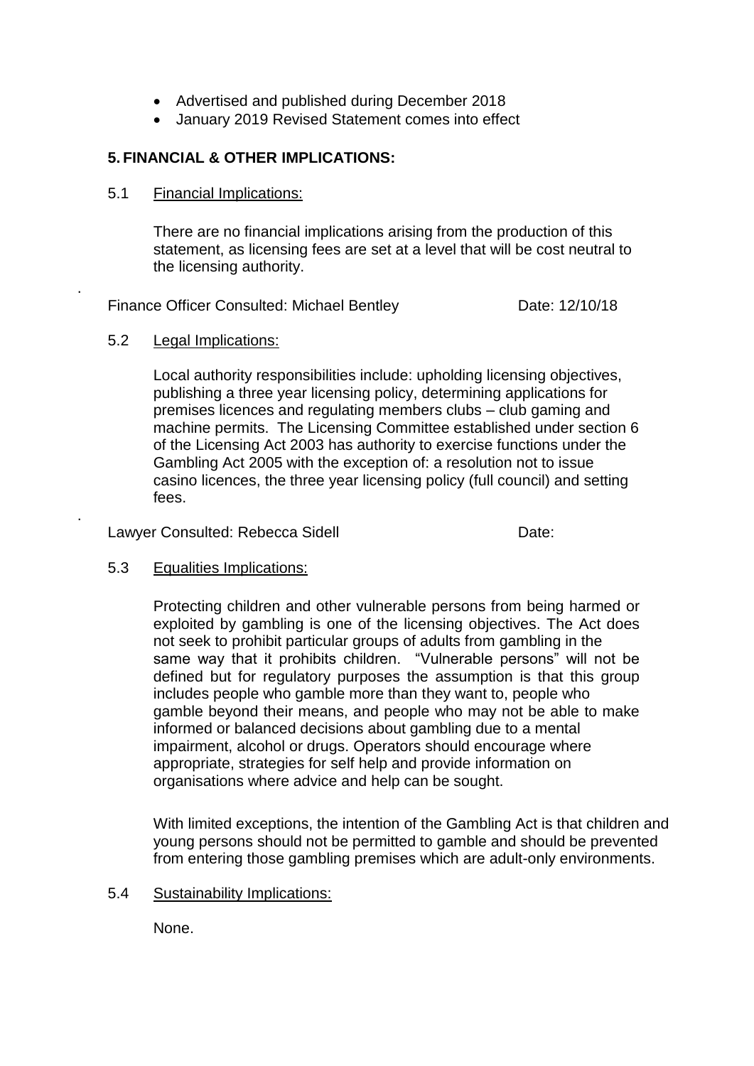- Advertised and published during December 2018
- January 2019 Revised Statement comes into effect

## 5. FINANCIAL & OTHER IMPLICATIONS:

5.1 Financial Implications:

There are no financial implications arising from the production of this statement, as licensing fees are set at a level that will be cost neutral to the licensing authority.

Finance Officer Consulted: Michael Bentley Date: 12/10/18

5.2 Legal Implications:

Local authority responsibilities include: upholding licensing objectives, publishing a three year licensing policy, determining applications for premises licences and regulating members clubs – club gaming and machine permits. The Licensing Committee established under section 6 of the Licensing Act 2003 has authority to exercise functions under the Gambling Act 2005 with the exception of: a resolution not to issue casino licences, the three year licensing policy (full council) and setting fees.

Lawyer Consulted: Rebecca Sidell Date:

5.3 Equalities Implications:

Protecting children and other vulnerable persons from being harmed or exploited by gambling is one of the licensing objectives. The Act does not seek to prohibit particular groups of adults from gambling in the same way that it prohibits children. "Vulnerable persons" will not be defined but for regulatory purposes the assumption is that this group includes people who gamble more than they want to, people who gamble beyond their means, and people who may not be able to make informed or balanced decisions about gambling due to a mental impairment, alcohol or drugs. Operators should encourage where appropriate, strategies for self help and provide information on organisations where advice and help can be sought.

With limited exceptions, the intention of the Gambling Act is that children and young persons should not be permitted to gamble and should be prevented from entering those gambling premises which are adult-only environments.

5.4 Sustainability Implications:

None.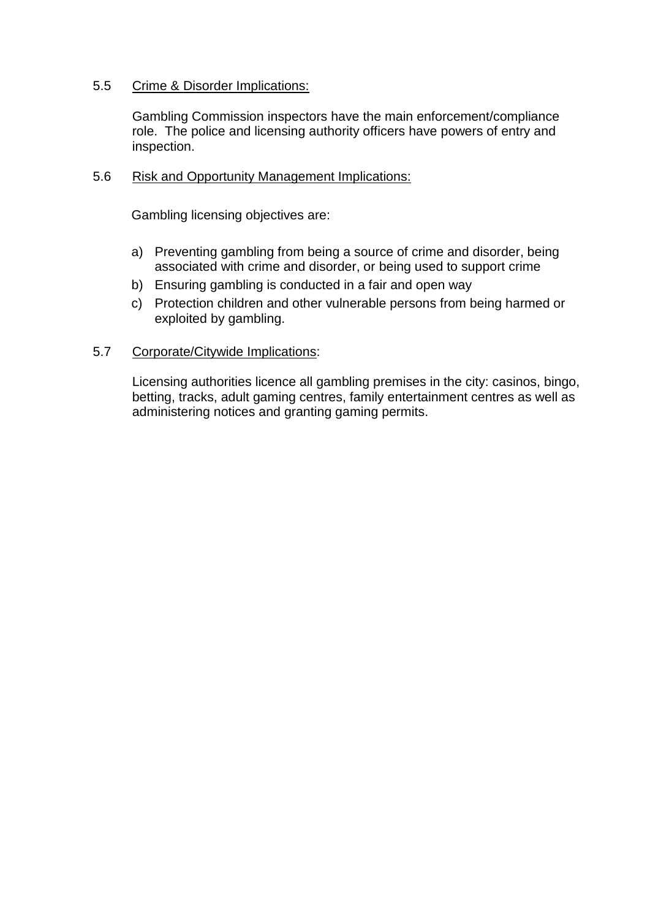5.5 Crime & Disorder Implications:

Gambling Commission inspectors have the main enforcement/compliance role. The police and licensing authority officers have powers of entry and inspection.

5.6 Risk and Opportunity Management Implications:

Gambling licensing objectives are:

a) Preventing gambling from being a source of crime and disorder, being associated with crime and disorder, or being used to support crime
b) Ensuring gambling is conducted in a fair and open way
c) Protection children and other vulnerable persons from being harmed or exploited by gambling.

5.7 Corporate/Citywide Implications:

Licensing authorities licence all gambling premises in the city: casinos, bingo, betting, tracks, adult gaming centres, family entertainment centres as well as administering notices and granting gaming permits.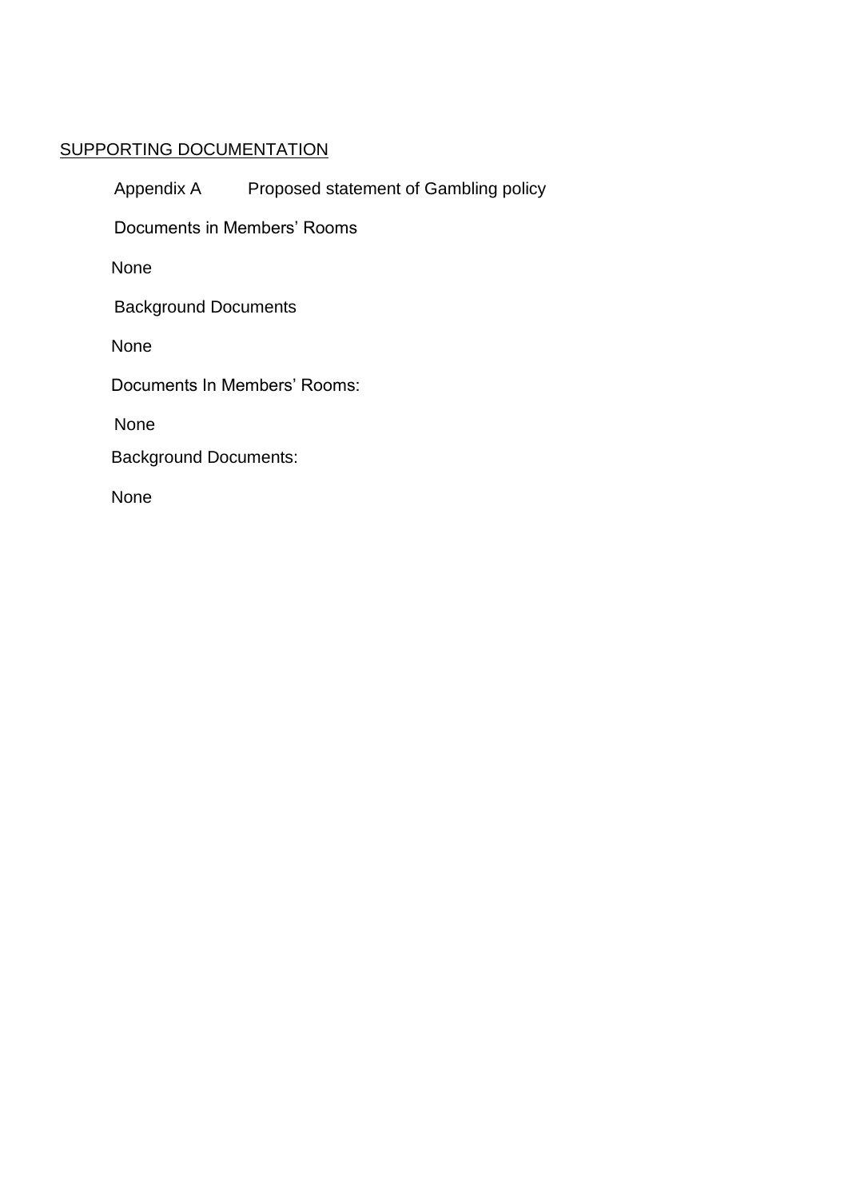SUPPORTING DOCUMENTATION

Appendix A Proposed statement of Gambling policy

Documents in Members' Rooms

None

Background Documents

None

Documents In Members' Rooms:

None

Background Documents:

None